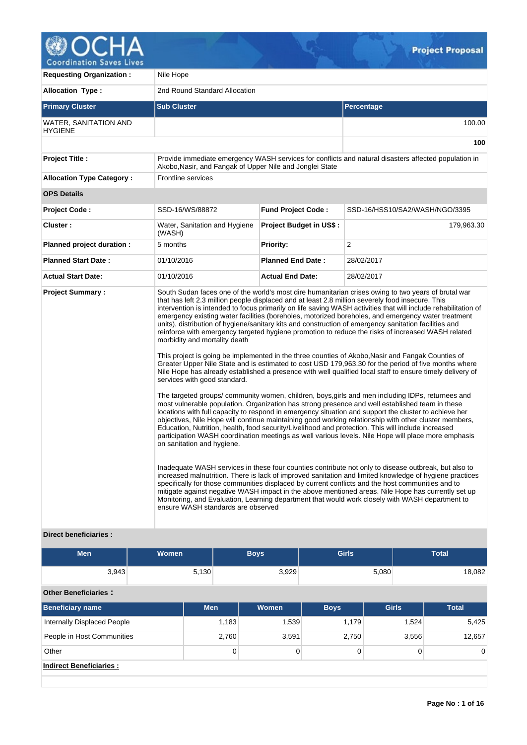# Project Proposal

| | | | |
|---|---|---|---|
| **Requesting Organization :** | Nile Hope | | |
| **Allocation Type :** | 2nd Round Standard Allocation | | |

| Primary Cluster | Sub Cluster | Percentage |
|---|---|---|
| WATER, SANITATION AND HYGIENE | | 100.00 |
| | | **100** |

| | |
|---|---|
| **Project Title :** | Provide immediate emergency WASH services for conflicts and natural disasters affected population in Akobo,Nasir, and Fangak of Upper Nile and Jonglei State |
| **Allocation Type Category :** | Frontline services |

**OPS Details**

| | | | |
|---|---|---|---|
| **Project Code :** | SSD-16/WS/88872 | **Fund Project Code :** | SSD-16/HSS10/SA2/WASH/NGO/3395 |
| **Cluster :** | Water, Sanitation and Hygiene (WASH) | **Project Budget in US$ :** | 179,963.30 |
| **Planned project duration :** | 5 months | **Priority:** | 2 |
| **Planned Start Date :** | 01/10/2016 | **Planned End Date :** | 28/02/2017 |
| **Actual Start Date:** | 01/10/2016 | **Actual End Date:** | 28/02/2017 |

**Project Summary :**

South Sudan faces one of the world's most dire humanitarian crises owing to two years of brutal war that has left 2.3 million people displaced and at least 2.8 million severely food insecure. This intervention is intended to focus primarily on life saving WASH activities that will include rehabilitation of emergency existing water facilities (boreholes, motorized boreholes, and emergency water treatment units), distribution of hygiene/sanitary kits and construction of emergency sanitation facilities and reinforce with emergency targeted hygiene promotion to reduce the risks of increased WASH related morbidity and mortality death

This project is going be implemented in the three counties of Akobo,Nasir and Fangak Counties of Greater Upper Nile State and is estimated to cost USD 179,963.30 for the period of five months where Nile Hope has already established a presence with well qualified local staff to ensure timely delivery of services with good standard.

The targeted groups/ community women, children, boys,girls and men including IDPs, returnees and most vulnerable population. Organization has strong presence and well established team in these locations with full capacity to respond in emergency situation and support the cluster to achieve her objectives, Nile Hope will continue maintaining good working relationship with other cluster members, Education, Nutrition, health, food security/Livelihood and protection. This will include increased participation WASH coordination meetings as well various levels. Nile Hope will place more emphasis on sanitation and hygiene.

Inadequate WASH services in these four counties contribute not only to disease outbreak, but also to increased malnutrition. There is lack of improved sanitation and limited knowledge of hygiene practices specifically for those communities displaced by current conflicts and the host communities and to mitigate against negative WASH impact in the above mentioned areas. Nile Hope has currently set up Monitoring, and Evaluation, Learning department that would work closely with WASH department to ensure WASH standards are observed

**Direct beneficiaries :**

| Men | Women | Boys | Girls | Total |
|---|---|---|---|---|
| 3,943 | 5,130 | 3,929 | 5,080 | 18,082 |

**Other Beneficiaries :**

| Beneficiary name | Men | Women | Boys | Girls | Total |
|---|---|---|---|---|---|
| Internally Displaced People | 1,183 | 1,539 | 1,179 | 1,524 | 5,425 |
| People in Host Communities | 2,760 | 3,591 | 2,750 | 3,556 | 12,657 |
| Other | 0 | 0 | 0 | 0 | 0 |

**Indirect Beneficiaries :**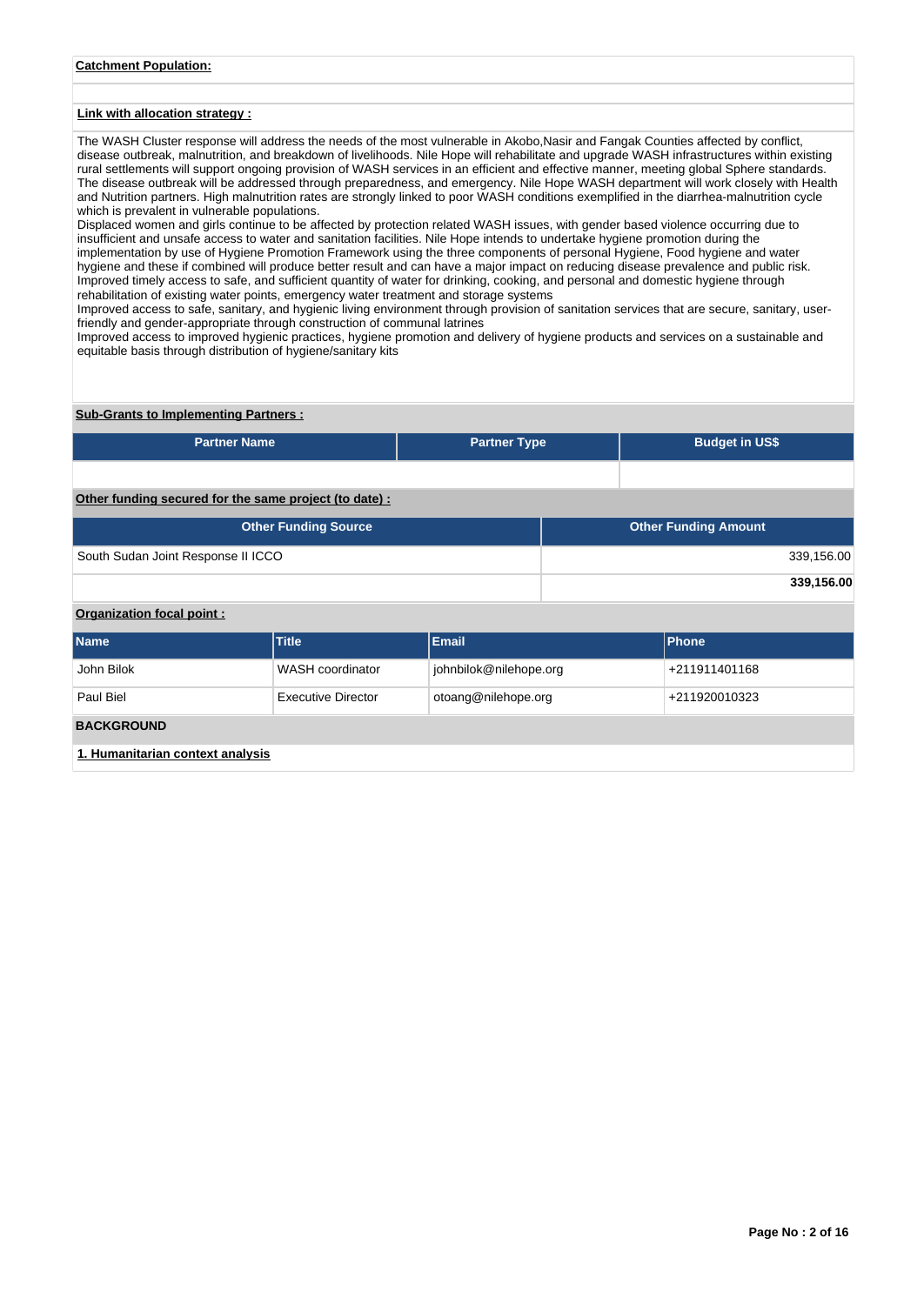**Catchment Population:**

**Link with allocation strategy :**

The WASH Cluster response will address the needs of the most vulnerable in Akobo,Nasir and Fangak Counties affected by conflict, disease outbreak, malnutrition, and breakdown of livelihoods. Nile Hope will rehabilitate and upgrade WASH infrastructures within existing rural settlements will support ongoing provision of WASH services in an efficient and effective manner, meeting global Sphere standards. The disease outbreak will be addressed through preparedness, and emergency. Nile Hope WASH department will work closely with Health and Nutrition partners. High malnutrition rates are strongly linked to poor WASH conditions exemplified in the diarrhea-malnutrition cycle which is prevalent in vulnerable populations.
Displaced women and girls continue to be affected by protection related WASH issues, with gender based violence occurring due to insufficient and unsafe access to water and sanitation facilities. Nile Hope intends to undertake hygiene promotion during the implementation by use of Hygiene Promotion Framework using the three components of personal Hygiene, Food hygiene and water hygiene and these if combined will produce better result and can have a major impact on reducing disease prevalence and public risk.
Improved timely access to safe, and sufficient quantity of water for drinking, cooking, and personal and domestic hygiene through rehabilitation of existing water points, emergency water treatment and storage systems
Improved access to safe, sanitary, and hygienic living environment through provision of sanitation services that are secure, sanitary, user-friendly and gender-appropriate through construction of communal latrines
Improved access to improved hygienic practices, hygiene promotion and delivery of hygiene products and services on a sustainable and equitable basis through distribution of hygiene/sanitary kits

**Sub-Grants to Implementing Partners :**

| Partner Name | Partner Type | Budget in US$ |
|---|---|---|
| | | |

**Other funding secured for the same project (to date) :**

| Other Funding Source | Other Funding Amount |
|---|---|
| South Sudan Joint Response II ICCO | 339,156.00 |
| | **339,156.00** |

**Organization focal point :**

| Name | Title | Email | Phone |
|---|---|---|---|
| John Bilok | WASH coordinator | johnbilok@nilehope.org | +211911401168 |
| Paul Biel | Executive Director | otoang@nilehope.org | +211920010323 |

**BACKGROUND**

**1. Humanitarian context analysis**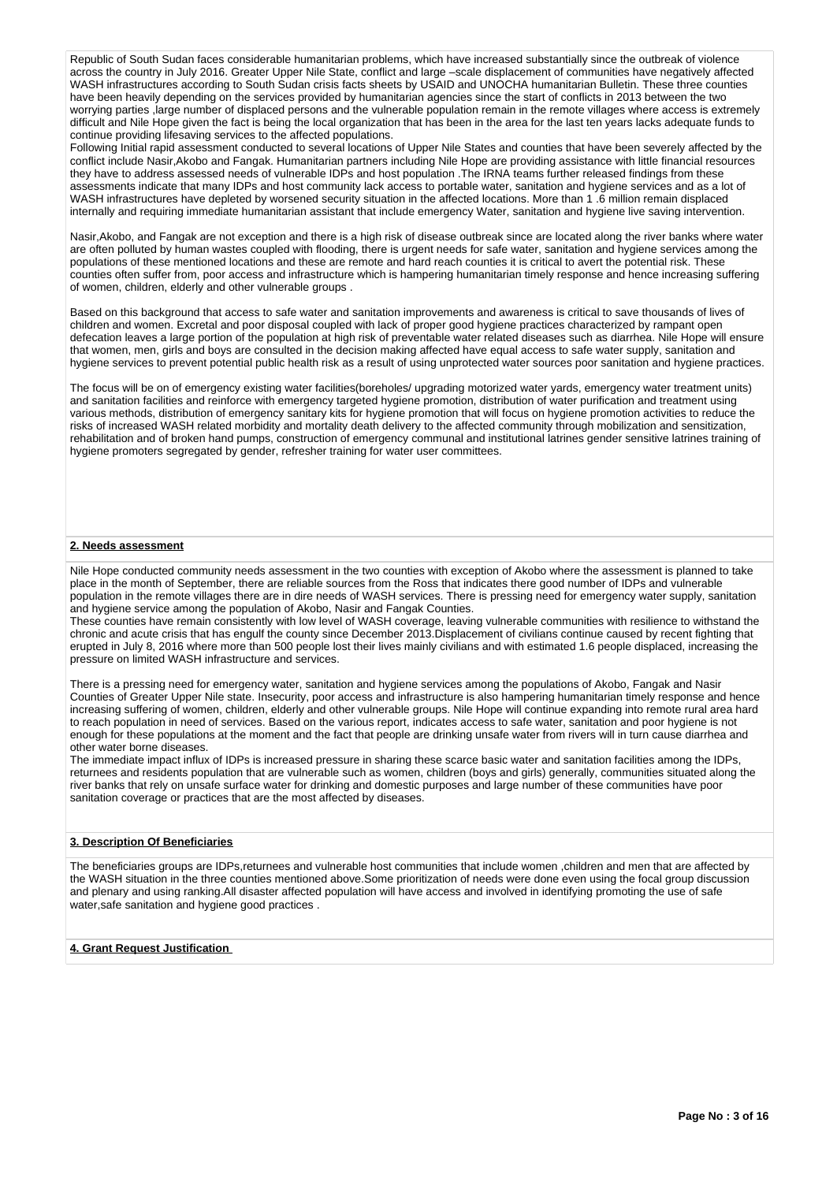Republic of South Sudan faces considerable humanitarian problems, which have increased substantially since the outbreak of violence across the country in July 2016. Greater Upper Nile State, conflict and large –scale displacement of communities have negatively affected WASH infrastructures according to South Sudan crisis facts sheets by USAID and UNOCHA humanitarian Bulletin. These three counties have been heavily depending on the services provided by humanitarian agencies since the start of conflicts in 2013 between the two worrying parties ,large number of displaced persons and the vulnerable population remain in the remote villages where access is extremely difficult and Nile Hope given the fact is being the local organization that has been in the area for the last ten years lacks adequate funds to continue providing lifesaving services to the affected populations.

Following Initial rapid assessment conducted to several locations of Upper Nile States and counties that have been severely affected by the conflict include Nasir,Akobo and Fangak. Humanitarian partners including Nile Hope are providing assistance with little financial resources they have to address assessed needs of vulnerable IDPs and host population .The IRNA teams further released findings from these assessments indicate that many IDPs and host community lack access to portable water, sanitation and hygiene services and as a lot of WASH infrastructures have depleted by worsened security situation in the affected locations. More than 1 .6 million remain displaced internally and requiring immediate humanitarian assistant that include emergency Water, sanitation and hygiene live saving intervention.

Nasir,Akobo, and Fangak are not exception and there is a high risk of disease outbreak since are located along the river banks where water are often polluted by human wastes coupled with flooding, there is urgent needs for safe water, sanitation and hygiene services among the populations of these mentioned locations and these are remote and hard reach counties it is critical to avert the potential risk. These counties often suffer from, poor access and infrastructure which is hampering humanitarian timely response and hence increasing suffering of women, children, elderly and other vulnerable groups .

Based on this background that access to safe water and sanitation improvements and awareness is critical to save thousands of lives of children and women. Excretal and poor disposal coupled with lack of proper good hygiene practices characterized by rampant open defecation leaves a large portion of the population at high risk of preventable water related diseases such as diarrhea. Nile Hope will ensure that women, men, girls and boys are consulted in the decision making affected have equal access to safe water supply, sanitation and hygiene services to prevent potential public health risk as a result of using unprotected water sources poor sanitation and hygiene practices.

The focus will be on of emergency existing water facilities(boreholes/ upgrading motorized water yards, emergency water treatment units) and sanitation facilities and reinforce with emergency targeted hygiene promotion, distribution of water purification and treatment using various methods, distribution of emergency sanitary kits for hygiene promotion that will focus on hygiene promotion activities to reduce the risks of increased WASH related morbidity and mortality death delivery to the affected community through mobilization and sensitization, rehabilitation and of broken hand pumps, construction of emergency communal and institutional latrines gender sensitive latrines training of hygiene promoters segregated by gender, refresher training for water user committees.

## 2. Needs assessment

Nile Hope conducted community needs assessment in the two counties with exception of Akobo where the assessment is planned to take place in the month of September, there are reliable sources from the Ross that indicates there good number of IDPs and vulnerable population in the remote villages there are in dire needs of WASH services. There is pressing need for emergency water supply, sanitation and hygiene service among the population of Akobo, Nasir and Fangak Counties.

These counties have remain consistently with low level of WASH coverage, leaving vulnerable communities with resilience to withstand the chronic and acute crisis that has engulf the county since December 2013.Displacement of civilians continue caused by recent fighting that erupted in July 8, 2016 where more than 500 people lost their lives mainly civilians and with estimated 1.6 people displaced, increasing the pressure on limited WASH infrastructure and services.

There is a pressing need for emergency water, sanitation and hygiene services among the populations of Akobo, Fangak and Nasir Counties of Greater Upper Nile state. Insecurity, poor access and infrastructure is also hampering humanitarian timely response and hence increasing suffering of women, children, elderly and other vulnerable groups. Nile Hope will continue expanding into remote rural area hard to reach population in need of services. Based on the various report, indicates access to safe water, sanitation and poor hygiene is not enough for these populations at the moment and the fact that people are drinking unsafe water from rivers will in turn cause diarrhea and other water borne diseases.

The immediate impact influx of IDPs is increased pressure in sharing these scarce basic water and sanitation facilities among the IDPs, returnees and residents population that are vulnerable such as women, children (boys and girls) generally, communities situated along the river banks that rely on unsafe surface water for drinking and domestic purposes and large number of these communities have poor sanitation coverage or practices that are the most affected by diseases.

## 3. Description Of Beneficiaries

The beneficiaries groups are IDPs,returnees and vulnerable host communities that include women ,children and men that are affected by the WASH situation in the three counties mentioned above.Some prioritization of needs were done even using the focal group discussion and plenary and using ranking.All disaster affected population will have access and involved in identifying promoting the use of safe water,safe sanitation and hygiene good practices .

## 4. Grant Request Justification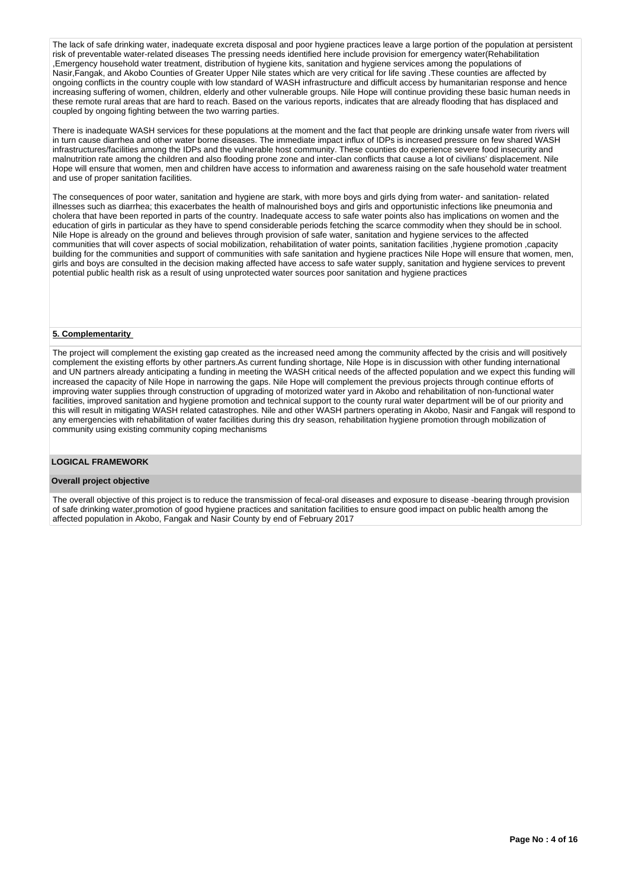The lack of safe drinking water, inadequate excreta disposal and poor hygiene practices leave a large portion of the population at persistent risk of preventable water-related diseases The pressing needs identified here include provision for emergency water(Rehabilitation ,Emergency household water treatment, distribution of hygiene kits, sanitation and hygiene services among the populations of Nasir,Fangak, and Akobo Counties of Greater Upper Nile states which are very critical for life saving .These counties are affected by ongoing conflicts in the country couple with low standard of WASH infrastructure and difficult access by humanitarian response and hence increasing suffering of women, children, elderly and other vulnerable groups. Nile Hope will continue providing these basic human needs in these remote rural areas that are hard to reach. Based on the various reports, indicates that are already flooding that has displaced and coupled by ongoing fighting between the two warring parties.

There is inadequate WASH services for these populations at the moment and the fact that people are drinking unsafe water from rivers will in turn cause diarrhea and other water borne diseases. The immediate impact influx of IDPs is increased pressure on few shared WASH infrastructures/facilities among the IDPs and the vulnerable host community. These counties do experience severe food insecurity and malnutrition rate among the children and also flooding prone zone and inter-clan conflicts that cause a lot of civilians' displacement. Nile Hope will ensure that women, men and children have access to information and awareness raising on the safe household water treatment and use of proper sanitation facilities.

The consequences of poor water, sanitation and hygiene are stark, with more boys and girls dying from water- and sanitation- related illnesses such as diarrhea; this exacerbates the health of malnourished boys and girls and opportunistic infections like pneumonia and cholera that have been reported in parts of the country. Inadequate access to safe water points also has implications on women and the education of girls in particular as they have to spend considerable periods fetching the scarce commodity when they should be in school. Nile Hope is already on the ground and believes through provision of safe water, sanitation and hygiene services to the affected communities that will cover aspects of social mobilization, rehabilitation of water points, sanitation facilities ,hygiene promotion ,capacity building for the communities and support of communities with safe sanitation and hygiene practices Nile Hope will ensure that women, men, girls and boys are consulted in the decision making affected have access to safe water supply, sanitation and hygiene services to prevent potential public health risk as a result of using unprotected water sources poor sanitation and hygiene practices

**5. Complementarity**

The project will complement the existing gap created as the increased need among the community affected by the crisis and will positively complement the existing efforts by other partners.As current funding shortage, Nile Hope is in discussion with other funding international and UN partners already anticipating a funding in meeting the WASH critical needs of the affected population and we expect this funding will increased the capacity of Nile Hope in narrowing the gaps. Nile Hope will complement the previous projects through continue efforts of improving water supplies through construction of upgrading of motorized water yard in Akobo and rehabilitation of non-functional water facilities, improved sanitation and hygiene promotion and technical support to the county rural water department will be of our priority and this will result in mitigating WASH related catastrophes. Nile and other WASH partners operating in Akobo, Nasir and Fangak will respond to any emergencies with rehabilitation of water facilities during this dry season, rehabilitation hygiene promotion through mobilization of community using existing community coping mechanisms

**LOGICAL FRAMEWORK**

**Overall project objective**

The overall objective of this project is to reduce the transmission of fecal-oral diseases and exposure to disease -bearing through provision of safe drinking water,promotion of good hygiene practices and sanitation facilities to ensure good impact on public health among the affected population in Akobo, Fangak and Nasir County by end of February 2017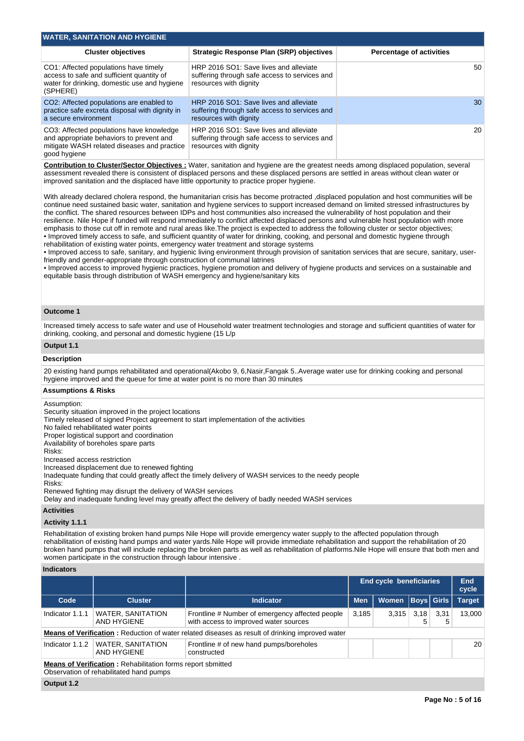## WATER, SANITATION AND HYGIENE

| Cluster objectives | Strategic Response Plan (SRP) objectives | Percentage of activities |
|---|---|---|
| CO1: Affected populations have timely access to safe and sufficient quantity of water for drinking, domestic use and hygiene (SPHERE) | HRP 2016 SO1: Save lives and alleviate suffering through safe access to services and resources with dignity | 50 |
| CO2: Affected populations are enabled to practice safe excreta disposal with dignity in a secure environment | HRP 2016 SO1: Save lives and alleviate suffering through safe access to services and resources with dignity | 30 |
| CO3: Affected populations have knowledge and appropriate behaviors to prevent and mitigate WASH related diseases and practice good hygiene | HRP 2016 SO1: Save lives and alleviate suffering through safe access to services and resources with dignity | 20 |

**Contribution to Cluster/Sector Objectives :** Water, sanitation and hygiene are the greatest needs among displaced population, several assessment revealed there is consistent of displaced persons and these displaced persons are settled in areas without clean water or improved sanitation and the displaced have little opportunity to practice proper hygiene.

With already declared cholera respond, the humanitarian crisis has become protracted ,displaced population and host communities will be continue need sustained basic water, sanitation and hygiene services to support increased demand on limited stressed infrastructures by the conflict. The shared resources between IDPs and host communities also increased the vulnerability of host population and their resilience. Nile Hope if funded will respond immediately to conflict affected displaced persons and vulnerable host population with more emphasis to those cut off in remote and rural areas like.The project is expected to address the following cluster or sector objectives;
• Improved timely access to safe, and sufficient quantity of water for drinking, cooking, and personal and domestic hygiene through rehabilitation of existing water points, emergency water treatment and storage systems
• Improved access to safe, sanitary, and hygienic living environment through provision of sanitation services that are secure, sanitary, user-friendly and gender-appropriate through construction of communal latrines
• Improved access to improved hygienic practices, hygiene promotion and delivery of hygiene products and services on a sustainable and equitable basis through distribution of WASH emergency and hygiene/sanitary kits

### Outcome 1

Increased timely access to safe water and use of Household water treatment technologies and storage and sufficient quantities of water for drinking, cooking, and personal and domestic hygiene (15 L/p

### Output 1.1

**Description**

20 existing hand pumps rehabilitated and operational(Akobo 9, 6,Nasir,Fangak 5..Average water use for drinking cooking and personal hygiene improved and the queue for time at water point is no more than 30 minutes

**Assumptions & Risks**

Assumption:
Security situation improved in the project locations
Timely released of signed Project agreement to start implementation of the activities
No failed rehabilitated water points
Proper logistical support and coordination
Availability of boreholes spare parts
Risks:
Increased access restriction
Increased displacement due to renewed fighting
Inadequate funding that could greatly affect the timely delivery of WASH services to the needy people
Risks:
Renewed fighting may disrupt the delivery of WASH services
Delay and inadequate funding level may greatly affect the delivery of badly needed WASH services

**Activities**

**Activity 1.1.1**

Rehabilitation of existing broken hand pumps Nile Hope will provide emergency water supply to the affected population through rehabilitation of existing hand pumps and water yards.Nile Hope will provide immediate rehabilitation and support the rehabilitation of 20 broken hand pumps that will include replacing the broken parts as well as rehabilitation of platforms.Nile Hope will ensure that both men and women participate in the construction through labour intensive .

**Indicators**

| | | | End cycle beneficiaries | | | | End cycle |
|---|---|---|---|---|---|---|---|
| Code | Cluster | Indicator | Men | Women | Boys | Girls | Target |
| Indicator 1.1.1 | WATER, SANITATION AND HYGIENE | Frontline # Number of emergency affected people with access to improved water sources | 3,185 | 3,315 | 3,185 | 3,315 | 13,000 |
| **Means of Verification :** Reduction of water related diseases as result of drinking improved water | | | | | | | |
| Indicator 1.1.2 | WATER, SANITATION AND HYGIENE | Frontline # of new hand pumps/boreholes constructed | | | | | 20 |
| **Means of Verification :** Rehabilitation forms report sbmitted<br>Observation of rehabilitated hand pumps | | | | | | | |

### Output 1.2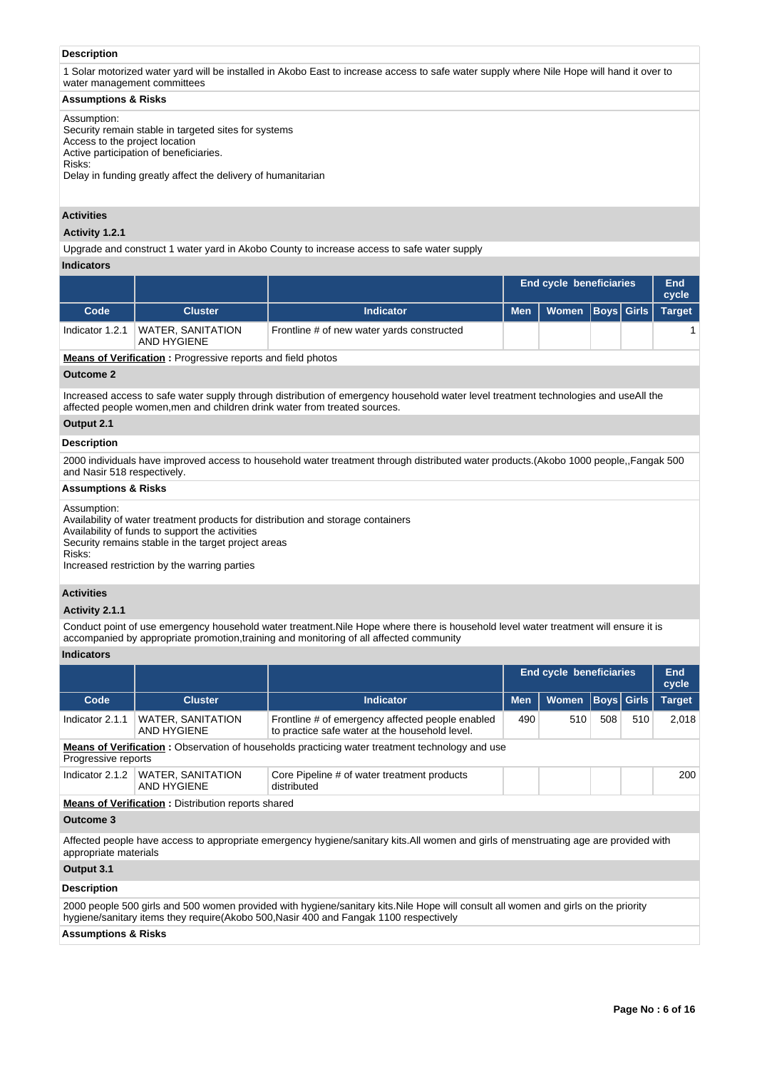**Description**

1 Solar motorized water yard will be installed in Akobo East to increase access to safe water supply where Nile Hope will hand it over to water management committees

**Assumptions & Risks**

Assumption:
Security remain stable in targeted sites for systems
Access to the project location
Active participation of beneficiaries.
Risks:
Delay in funding greatly affect the delivery of humanitarian

### Activities

**Activity 1.2.1**

Upgrade and construct 1 water yard in Akobo County to increase access to safe water supply

**Indicators**

| | | | End cycle beneficiaries | | | | End cycle |
|---|---|---|---|---|---|---|---|
| Code | Cluster | Indicator | Men | Women | Boys | Girls | Target |
| Indicator 1.2.1 | WATER, SANITATION AND HYGIENE | Frontline # of new water yards constructed | | | | | 1 |

**Means of Verification :** Progressive reports and field photos

### Outcome 2

Increased access to safe water supply through distribution of emergency household water level treatment technologies and useAll the affected people women,men and children drink water from treated sources.

### Output 2.1

**Description**

2000 individuals have improved access to household water treatment through distributed water products.(Akobo 1000 people,,Fangak 500 and Nasir 518 respectively.

**Assumptions & Risks**

Assumption:
Availability of water treatment products for distribution and storage containers
Availability of funds to support the activities
Security remains stable in the target project areas
Risks:
Increased restriction by the warring parties

### Activities

**Activity 2.1.1**

Conduct point of use emergency household water treatment.Nile Hope where there is household level water treatment will ensure it is accompanied by appropriate promotion,training and monitoring of all affected community

**Indicators**

| | | | End cycle beneficiaries | | | | End cycle |
|---|---|---|---|---|---|---|---|
| Code | Cluster | Indicator | Men | Women | Boys | Girls | Target |
| Indicator 2.1.1 | WATER, SANITATION AND HYGIENE | Frontline # of emergency affected people enabled to practice safe water at the household level. | 490 | 510 | 508 | 510 | 2,018 |
| **Means of Verification :** Observation of households practicing water treatment technology and use Progressive reports | | | | | | | |
| Indicator 2.1.2 | WATER, SANITATION AND HYGIENE | Core Pipeline # of water treatment products distributed | | | | | 200 |
| **Means of Verification :** Distribution reports shared | | | | | | | |

### Outcome 3

Affected people have access to appropriate emergency hygiene/sanitary kits.All women and girls of menstruating age are provided with appropriate materials

### Output 3.1

**Description**

2000 people 500 girls and 500 women provided with hygiene/sanitary kits.Nile Hope will consult all women and girls on the priority hygiene/sanitary items they require(Akobo 500,Nasir 400 and Fangak 1100 respectively

**Assumptions & Risks**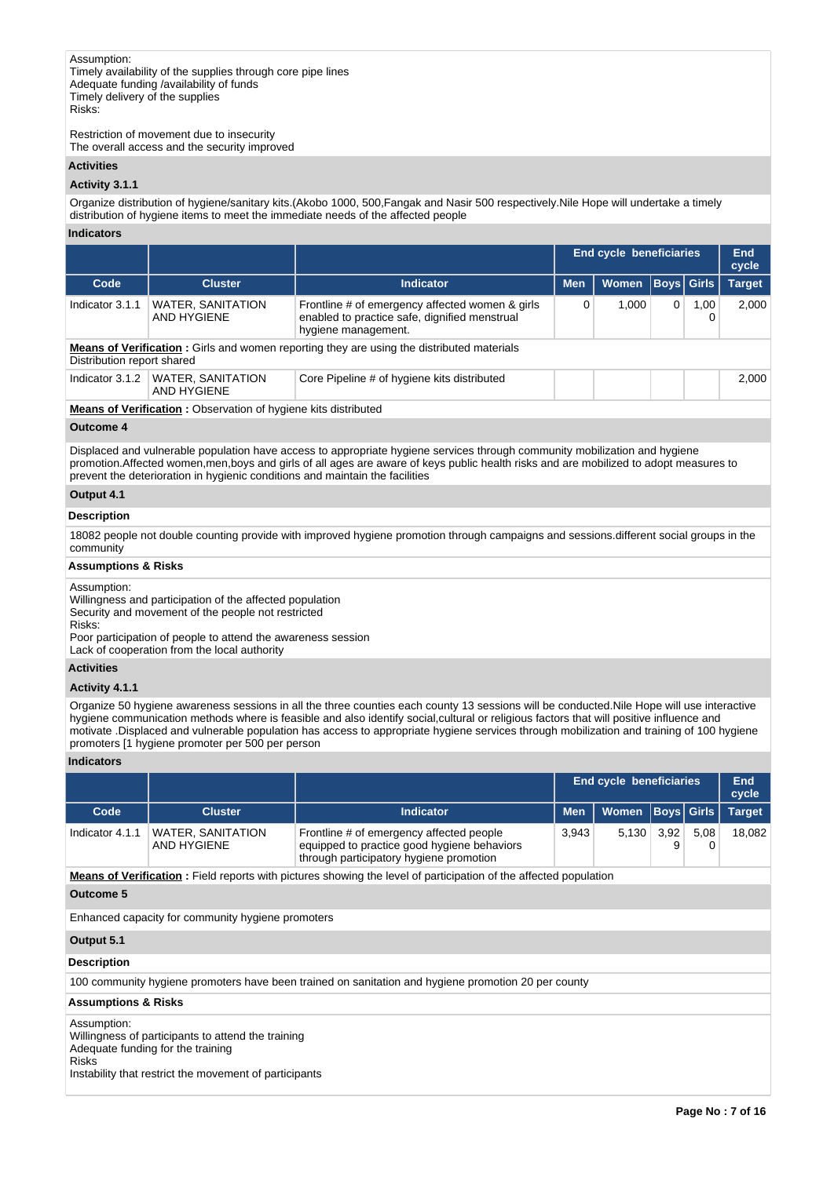Assumption:
Timely availability of the supplies through core pipe lines
Adequate funding /availability of funds
Timely delivery of the supplies
Risks:

Restriction of movement due to insecurity
The overall access and the security improved

**Activities**

**Activity 3.1.1**

Organize distribution of hygiene/sanitary kits.(Akobo 1000, 500,Fangak and Nasir 500 respectively.Nile Hope will undertake a timely distribution of hygiene items to meet the immediate needs of the affected people

**Indicators**

| | | | End cycle beneficiaries | | | | End cycle |
|---|---|---|---|---|---|---|---|
| Code | Cluster | Indicator | Men | Women | Boys | Girls | Target |
| Indicator 3.1.1 | WATER, SANITATION AND HYGIENE | Frontline # of emergency affected women & girls enabled to practice safe, dignified menstrual hygiene management. | 0 | 1,000 | 0 | 1,000 | 2,000 |

**Means of Verification :** Girls and women reporting they are using the distributed materials
Distribution report shared

| | | | | | | | |
|---|---|---|---|---|---|---|---|
| Indicator 3.1.2 | WATER, SANITATION AND HYGIENE | Core Pipeline # of hygiene kits distributed | | | | | 2,000 |

**Means of Verification :** Observation of hygiene kits distributed

**Outcome 4**

Displaced and vulnerable population have access to appropriate hygiene services through community mobilization and hygiene promotion.Affected women,men,boys and girls of all ages are aware of keys public health risks and are mobilized to adopt measures to prevent the deterioration in hygienic conditions and maintain the facilities

**Output 4.1**

**Description**

18082 people not double counting provide with improved hygiene promotion through campaigns and sessions.different social groups in the community

**Assumptions & Risks**

Assumption:
Willingness and participation of the affected population
Security and movement of the people not restricted
Risks:
Poor participation of people to attend the awareness session
Lack of cooperation from the local authority

**Activities**

**Activity 4.1.1**

Organize 50 hygiene awareness sessions in all the three counties each county 13 sessions will be conducted.Nile Hope will use interactive hygiene communication methods where is feasible and also identify social,cultural or religious factors that will positive influence and motivate .Displaced and vulnerable population has access to appropriate hygiene services through mobilization and training of 100 hygiene promoters [1 hygiene promoter per 500 per person

**Indicators**

| | | | End cycle beneficiaries | | | | End cycle |
|---|---|---|---|---|---|---|---|
| Code | Cluster | Indicator | Men | Women | Boys | Girls | Target |
| Indicator 4.1.1 | WATER, SANITATION AND HYGIENE | Frontline # of emergency affected people equipped to practice good hygiene behaviors through participatory hygiene promotion | 3,943 | 5,130 | 3,929 | 5,080 | 18,082 |

**Means of Verification :** Field reports with pictures showing the level of participation of the affected population

**Outcome 5**

Enhanced capacity for community hygiene promoters

**Output 5.1**

**Description**

100 community hygiene promoters have been trained on sanitation and hygiene promotion 20 per county

**Assumptions & Risks**

Assumption:
Willingness of participants to attend the training
Adequate funding for the training
Risks
Instability that restrict the movement of participants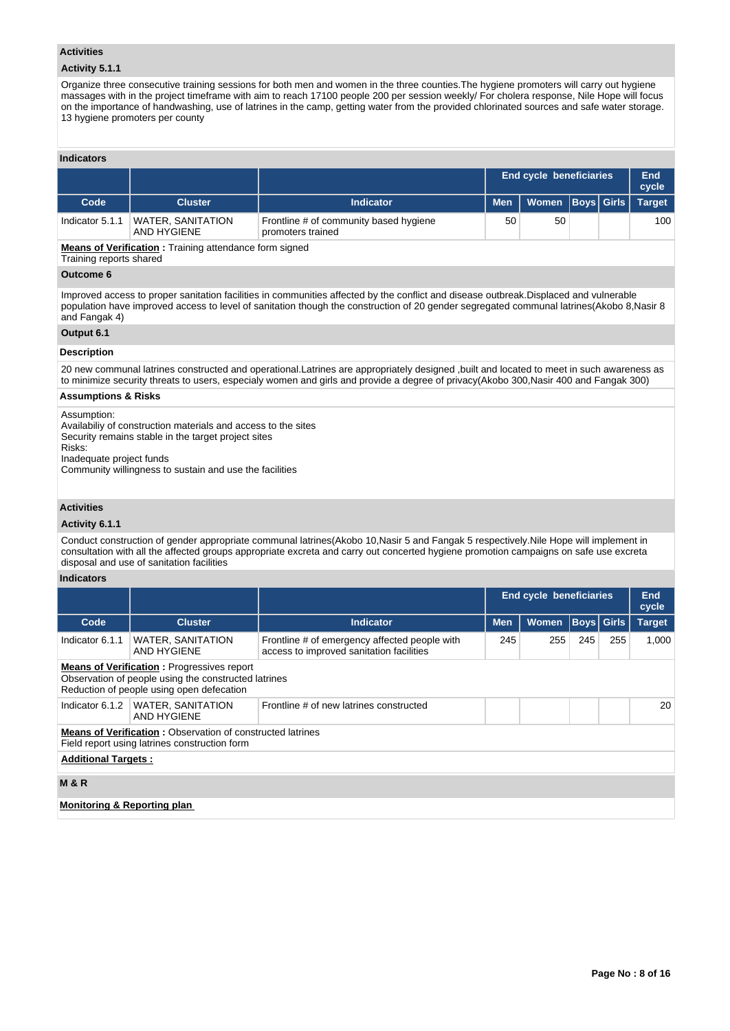### Activities

#### Activity 5.1.1

Organize three consecutive training sessions for both men and women in the three counties.The hygiene promoters will carry out hygiene massages with in the project timeframe with aim to reach 17100 people 200 per session weekly/ For cholera response, Nile Hope will focus on the importance of handwashing, use of latrines in the camp, getting water from the provided chlorinated sources and safe water storage. 13 hygiene promoters per county

### Indicators

| | | | End cycle beneficiaries | | | | End cycle |
|---|---|---|---|---|---|---|---|
| Code | Cluster | Indicator | Men | Women | Boys | Girls | Target |
| Indicator 5.1.1 | WATER, SANITATION AND HYGIENE | Frontline # of community based hygiene promoters trained | 50 | 50 | | | 100 |

**Means of Verification :** Training attendance form signed
Training reports shared

### Outcome 6

Improved access to proper sanitation facilities in communities affected by the conflict and disease outbreak.Displaced and vulnerable population have improved access to level of sanitation though the construction of 20 gender segregated communal latrines(Akobo 8,Nasir 8 and Fangak 4)

### Output 6.1

#### Description

20 new communal latrines constructed and operational.Latrines are appropriately designed ,built and located to meet in such awareness as to minimize security threats to users, especialy women and girls and provide a degree of privacy(Akobo 300,Nasir 400 and Fangak 300)

#### Assumptions & Risks

Assumption:
Availabiliy of construction materials and access to the sites
Security remains stable in the target project sites
Risks:
Inadequate project funds
Community willingness to sustain and use the facilities

### Activities

#### Activity 6.1.1

Conduct construction of gender appropriate communal latrines(Akobo 10,Nasir 5 and Fangak 5 respectively.Nile Hope will implement in consultation with all the affected groups appropriate excreta and carry out concerted hygiene promotion campaigns on safe use excreta disposal and use of sanitation facilities

### Indicators

| | | | End cycle beneficiaries | | | | End cycle |
|---|---|---|---|---|---|---|---|
| Code | Cluster | Indicator | Men | Women | Boys | Girls | Target |
| Indicator 6.1.1 | WATER, SANITATION AND HYGIENE | Frontline # of emergency affected people with access to improved sanitation facilities | 245 | 255 | 245 | 255 | 1,000 |
| Indicator 6.1.2 | WATER, SANITATION AND HYGIENE | Frontline # of new latrines constructed | | | | | 20 |

**Means of Verification (Indicator 6.1.1) :** Progressives report
Observation of people using the constructed latrines
Reduction of people using open defecation

**Means of Verification (Indicator 6.1.2) :** Observation of constructed latrines
Field report using latrines construction form

**Additional Targets :**

### M & R

**Monitoring & Reporting plan**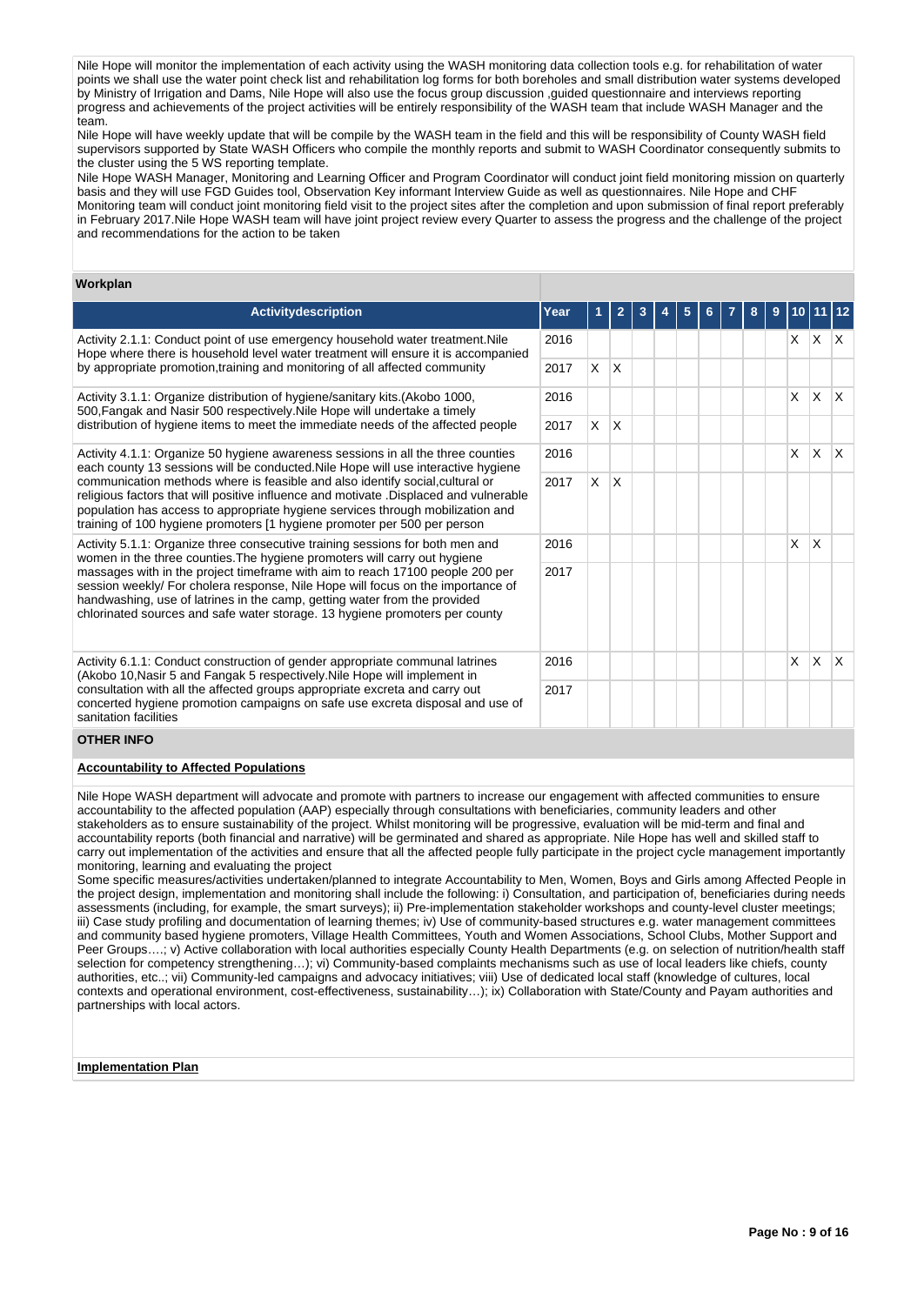Nile Hope will monitor the implementation of each activity using the WASH monitoring data collection tools e.g. for rehabilitation of water points we shall use the water point check list and rehabilitation log forms for both boreholes and small distribution water systems developed by Ministry of Irrigation and Dams, Nile Hope will also use the focus group discussion ,guided questionnaire and interviews reporting progress and achievements of the project activities will be entirely responsibility of the WASH team that include WASH Manager and the team.

Nile Hope will have weekly update that will be compile by the WASH team in the field and this will be responsibility of County WASH field supervisors supported by State WASH Officers who compile the monthly reports and submit to WASH Coordinator consequently submits to the cluster using the 5 WS reporting template.

Nile Hope WASH Manager, Monitoring and Learning Officer and Program Coordinator will conduct joint field monitoring mission on quarterly basis and they will use FGD Guides tool, Observation Key informant Interview Guide as well as questionnaires. Nile Hope and CHF Monitoring team will conduct joint monitoring field visit to the project sites after the completion and upon submission of final report preferably in February 2017.Nile Hope WASH team will have joint project review every Quarter to assess the progress and the challenge of the project and recommendations for the action to be taken

**Workplan**

| Activitydescription | Year | 1 | 2 | 3 | 4 | 5 | 6 | 7 | 8 | 9 | 10 | 11 | 12 |
|---|---|---|---|---|---|---|---|---|---|---|---|---|---|
| Activity 2.1.1: Conduct point of use emergency household water treatment.Nile Hope where there is household level water treatment will ensure it is accompanied by appropriate promotion,training and monitoring of all affected community | 2016 | | | | | | | | | | X | X | X |
| | 2017 | X | X | | | | | | | | | | |
| Activity 3.1.1: Organize distribution of hygiene/sanitary kits.(Akobo 1000, 500,Fangak and Nasir 500 respectively.Nile Hope will undertake a timely distribution of hygiene items to meet the immediate needs of the affected people | 2016 | | | | | | | | | | X | X | X |
| | 2017 | X | X | | | | | | | | | | |
| Activity 4.1.1: Organize 50 hygiene awareness sessions in all the three counties each county 13 sessions will be conducted.Nile Hope will use interactive hygiene communication methods where is feasible and also identify social,cultural or religious factors that will positive influence and motivate .Displaced and vulnerable population has access to appropriate hygiene services through mobilization and training of 100 hygiene promoters [1 hygiene promoter per 500 per person | 2016 | | | | | | | | | | X | X | X |
| | 2017 | X | X | | | | | | | | | | |
| Activity 5.1.1: Organize three consecutive training sessions for both men and women in the three counties.The hygiene promoters will carry out hygiene massages with in the project timeframe with aim to reach 17100 people 200 per session weekly/ For cholera response, Nile Hope will focus on the importance of handwashing, use of latrines in the camp, getting water from the provided chlorinated sources and safe water storage. 13 hygiene promoters per county | 2016 | | | | | | | | | | X | X | |
| | 2017 | | | | | | | | | | | | |
| Activity 6.1.1: Conduct construction of gender appropriate communal latrines (Akobo 10,Nasir 5 and Fangak 5 respectively.Nile Hope will implement in consultation with all the affected groups appropriate excreta and carry out concerted hygiene promotion campaigns on safe use excreta disposal and use of sanitation facilities | 2016 | | | | | | | | | | X | X | X |
| | 2017 | | | | | | | | | | | | |

**OTHER INFO**

**Accountability to Affected Populations**

Nile Hope WASH department will advocate and promote with partners to increase our engagement with affected communities to ensure accountability to the affected population (AAP) especially through consultations with beneficiaries, community leaders and other stakeholders as to ensure sustainability of the project. Whilst monitoring will be progressive, evaluation will be mid-term and final and accountability reports (both financial and narrative) will be germinated and shared as appropriate. Nile Hope has well and skilled staff to carry out implementation of the activities and ensure that all the affected people fully participate in the project cycle management importantly monitoring, learning and evaluating the project

Some specific measures/activities undertaken/planned to integrate Accountability to Men, Women, Boys and Girls among Affected People in the project design, implementation and monitoring shall include the following: i) Consultation, and participation of, beneficiaries during needs assessments (including, for example, the smart surveys); ii) Pre-implementation stakeholder workshops and county-level cluster meetings; iii) Case study profiling and documentation of learning themes; iv) Use of community-based structures e.g. water management committees and community based hygiene promoters, Village Health Committees, Youth and Women Associations, School Clubs, Mother Support and Peer Groups….; v) Active collaboration with local authorities especially County Health Departments (e.g. on selection of nutrition/health staff selection for competency strengthening…); vi) Community-based complaints mechanisms such as use of local leaders like chiefs, county authorities, etc..; vii) Community-led campaigns and advocacy initiatives; viii) Use of dedicated local staff (knowledge of cultures, local contexts and operational environment, cost-effectiveness, sustainability…); ix) Collaboration with State/County and Payam authorities and partnerships with local actors.

**Implementation Plan**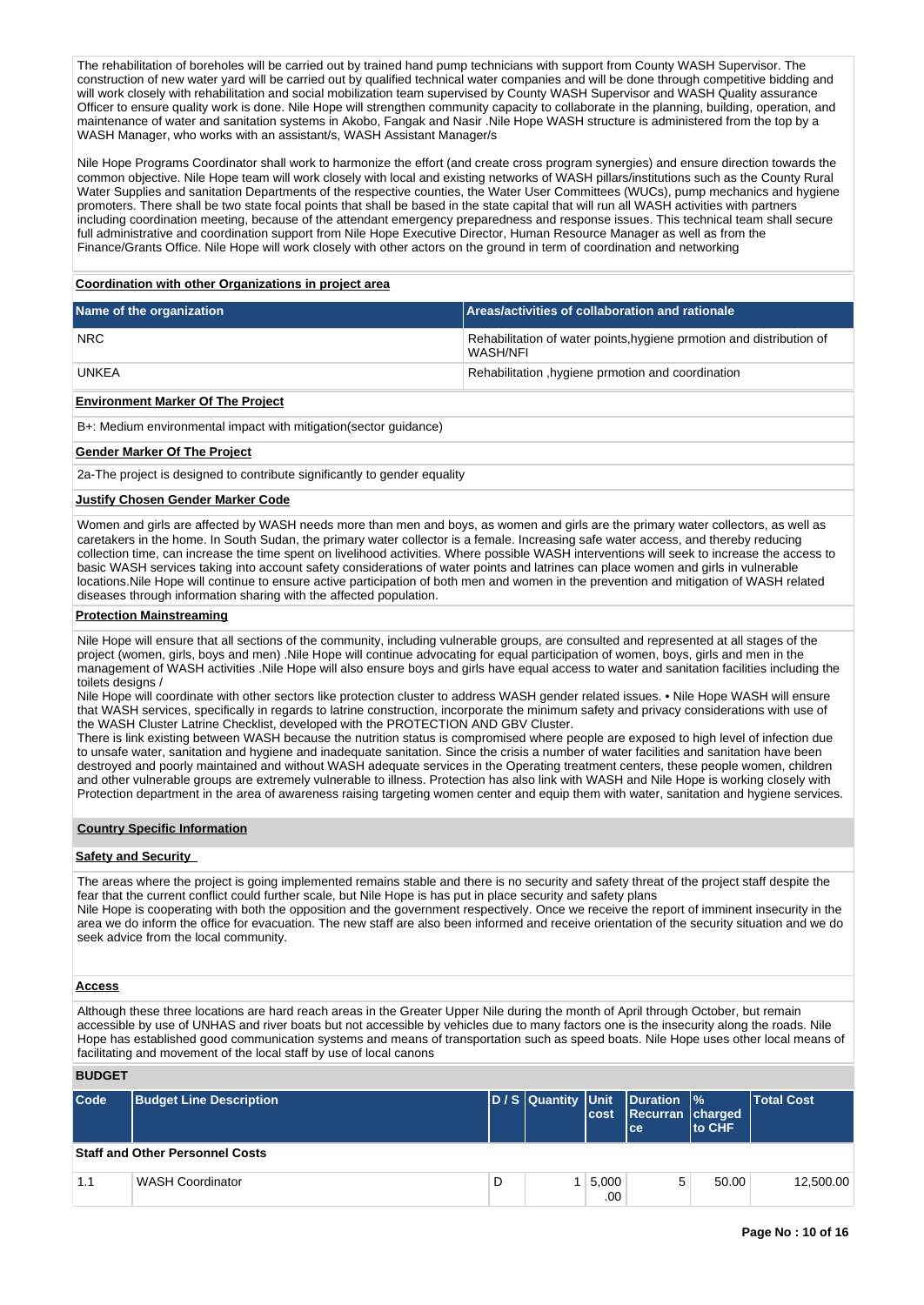The rehabilitation of boreholes will be carried out by trained hand pump technicians with support from County WASH Supervisor. The construction of new water yard will be carried out by qualified technical water companies and will be done through competitive bidding and will work closely with rehabilitation and social mobilization team supervised by County WASH Supervisor and WASH Quality assurance Officer to ensure quality work is done. Nile Hope will strengthen community capacity to collaborate in the planning, building, operation, and maintenance of water and sanitation systems in Akobo, Fangak and Nasir .Nile Hope WASH structure is administered from the top by a WASH Manager, who works with an assistant/s, WASH Assistant Manager/s

Nile Hope Programs Coordinator shall work to harmonize the effort (and create cross program synergies) and ensure direction towards the common objective. Nile Hope team will work closely with local and existing networks of WASH pillars/institutions such as the County Rural Water Supplies and sanitation Departments of the respective counties, the Water User Committees (WUCs), pump mechanics and hygiene promoters. There shall be two state focal points that shall be based in the state capital that will run all WASH activities with partners including coordination meeting, because of the attendant emergency preparedness and response issues. This technical team shall secure full administrative and coordination support from Nile Hope Executive Director, Human Resource Manager as well as from the Finance/Grants Office. Nile Hope will work closely with other actors on the ground in term of coordination and networking

**Coordination with other Organizations in project area**

| Name of the organization | Areas/activities of collaboration and rationale |
|---|---|
| NRC | Rehabilitation of water points,hygiene prmotion and distribution of WASH/NFI |
| UNKEA | Rehabilitation ,hygiene prmotion and coordination |

**Environment Marker Of The Project**

B+: Medium environmental impact with mitigation(sector guidance)

**Gender Marker Of The Project**

2a-The project is designed to contribute significantly to gender equality

**Justify Chosen Gender Marker Code**

Women and girls are affected by WASH needs more than men and boys, as women and girls are the primary water collectors, as well as caretakers in the home. In South Sudan, the primary water collector is a female. Increasing safe water access, and thereby reducing collection time, can increase the time spent on livelihood activities. Where possible WASH interventions will seek to increase the access to basic WASH services taking into account safety considerations of water points and latrines can place women and girls in vulnerable locations.Nile Hope will continue to ensure active participation of both men and women in the prevention and mitigation of WASH related diseases through information sharing with the affected population.

**Protection Mainstreaming**

Nile Hope will ensure that all sections of the community, including vulnerable groups, are consulted and represented at all stages of the project (women, girls, boys and men) .Nile Hope will continue advocating for equal participation of women, boys, girls and men in the management of WASH activities .Nile Hope will also ensure boys and girls have equal access to water and sanitation facilities including the toilets designs /
Nile Hope will coordinate with other sectors like protection cluster to address WASH gender related issues. • Nile Hope WASH will ensure that WASH services, specifically in regards to latrine construction, incorporate the minimum safety and privacy considerations with use of the WASH Cluster Latrine Checklist, developed with the PROTECTION AND GBV Cluster.
There is link existing between WASH because the nutrition status is compromised where people are exposed to high level of infection due to unsafe water, sanitation and hygiene and inadequate sanitation. Since the crisis a number of water facilities and sanitation have been destroyed and poorly maintained and without WASH adequate services in the Operating treatment centers, these people women, children and other vulnerable groups are extremely vulnerable to illness. Protection has also link with WASH and Nile Hope is working closely with Protection department in the area of awareness raising targeting women center and equip them with water, sanitation and hygiene services.

**Country Specific Information**

**Safety and Security**

The areas where the project is going implemented remains stable and there is no security and safety threat of the project staff despite the fear that the current conflict could further scale, but Nile Hope is has put in place security and safety plans
Nile Hope is cooperating with both the opposition and the government respectively. Once we receive the report of imminent insecurity in the area we do inform the office for evacuation. The new staff are also been informed and receive orientation of the security situation and we do seek advice from the local community.

**Access**

Although these three locations are hard reach areas in the Greater Upper Nile during the month of April through October, but remain accessible by use of UNHAS and river boats but not accessible by vehicles due to many factors one is the insecurity along the roads. Nile Hope has established good communication systems and means of transportation such as speed boats. Nile Hope uses other local means of facilitating and movement of the local staff by use of local canons

**BUDGET**

| Code | Budget Line Description | D / S | Quantity | Unit cost | Duration Recurrance | % charged to CHF | Total Cost |
|---|---|---|---|---|---|---|---|
| **Staff and Other Personnel Costs** | | | | | | | |
| 1.1 | WASH Coordinator | D | 1 | 5,000.00 | 5 | 50.00 | 12,500.00 |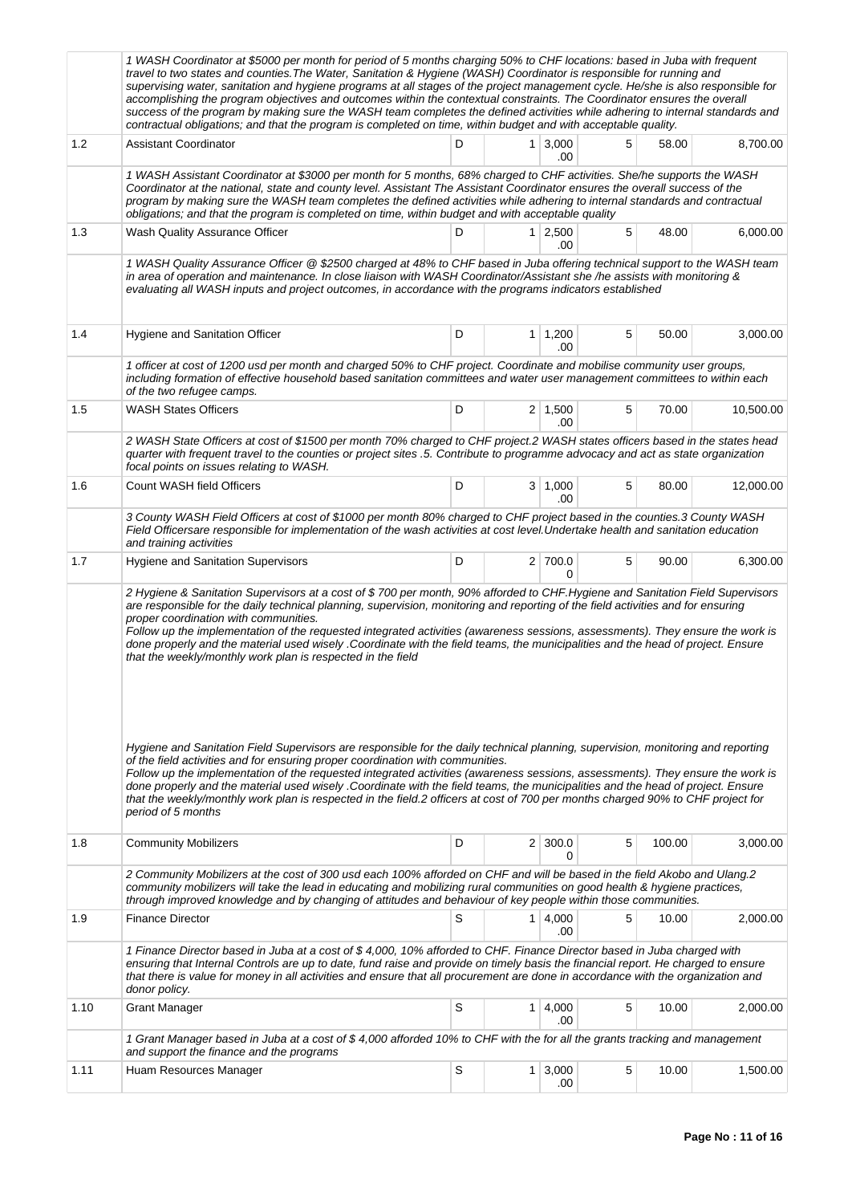| | | | | | | | |
|---|---|---|---|---|---|---|---|
| | *1 WASH Coordinator at $5000 per month for period of 5 months charging 50% to CHF locations: based in Juba with frequent travel to two states and counties.The Water, Sanitation & Hygiene (WASH) Coordinator is responsible for running and supervising water, sanitation and hygiene programs at all stages of the project management cycle. He/she is also responsible for accomplishing the program objectives and outcomes within the contextual constraints. The Coordinator ensures the overall success of the program by making sure the WASH team completes the defined activities while adhering to internal standards and contractual obligations; and that the program is completed on time, within budget and with acceptable quality.* | | | | | | |
| 1.2 | Assistant Coordinator | D | 1 | 3,000.00 | 5 | 58.00 | 8,700.00 |
| | *1 WASH Assistant Coordinator at $3000 per month for 5 months, 68% charged to CHF activities. She/he supports the WASH Coordinator at the national, state and county level. Assistant The Assistant Coordinator ensures the overall success of the program by making sure the WASH team completes the defined activities while adhering to internal standards and contractual obligations; and that the program is completed on time, within budget and with acceptable quality* | | | | | | |
| 1.3 | Wash Quality Assurance Officer | D | 1 | 2,500.00 | 5 | 48.00 | 6,000.00 |
| | *1 WASH Quality Assurance Officer @ $2500 charged at 48% to CHF based in Juba offering technical support to the WASH team in area of operation and maintenance. In close liaison with WASH Coordinator/Assistant she /he assists with monitoring & evaluating all WASH inputs and project outcomes, in accordance with the programs indicators established* | | | | | | |
| 1.4 | Hygiene and Sanitation Officer | D | 1 | 1,200.00 | 5 | 50.00 | 3,000.00 |
| | *1 officer at cost of 1200 usd per month and charged 50% to CHF project. Coordinate and mobilise community user groups, including formation of effective household based sanitation committees and water user management committees to within each of the two refugee camps.* | | | | | | |
| 1.5 | WASH States Officers | D | 2 | 1,500.00 | 5 | 70.00 | 10,500.00 |
| | *2 WASH State Officers at cost of $1500 per month 70% charged to CHF project.2 WASH states officers based in the states head quarter with frequent travel to the counties or project sites .5. Contribute to programme advocacy and act as state organization focal points on issues relating to WASH.* | | | | | | |
| 1.6 | Count WASH field Officers | D | 3 | 1,000.00 | 5 | 80.00 | 12,000.00 |
| | *3 County WASH Field Officers at cost of $1000 per month 80% charged to CHF project based in the counties.3 County WASH Field Officersare responsible for implementation of the wash activities at cost level.Undertake health and sanitation education and training activities* | | | | | | |
| 1.7 | Hygiene and Sanitation Supervisors | D | 2 | 700.00 | 5 | 90.00 | 6,300.00 |
| | *2 Hygiene & Sanitation Supervisors at a cost of $ 700 per month, 90% afforded to CHF.Hygiene and Sanitation Field Supervisors are responsible for the daily technical planning, supervision, monitoring and reporting of the field activities and for ensuring proper coordination with communities. Follow up the implementation of the requested integrated activities (awareness sessions, assessments). They ensure the work is done properly and the material used wisely .Coordinate with the field teams, the municipalities and the head of project. Ensure that the weekly/monthly work plan is respected in the field Hygiene and Sanitation Field Supervisors are responsible for the daily technical planning, supervision, monitoring and reporting of the field activities and for ensuring proper coordination with communities. Follow up the implementation of the requested integrated activities (awareness sessions, assessments). They ensure the work is done properly and the material used wisely .Coordinate with the field teams, the municipalities and the head of project. Ensure that the weekly/monthly work plan is respected in the field.2 officers at cost of 700 per months charged 90% to CHF project for period of 5 months* | | | | | | |
| 1.8 | Community Mobilizers | D | 2 | 300.00 | 5 | 100.00 | 3,000.00 |
| | *2 Community Mobilizers at the cost of 300 usd each 100% afforded on CHF and will be based in the field Akobo and Ulang.2 community mobilizers will take the lead in educating and mobilizing rural communities on good health & hygiene practices, through improved knowledge and by changing of attitudes and behaviour of key people within those communities.* | | | | | | |
| 1.9 | Finance Director | S | 1 | 4,000.00 | 5 | 10.00 | 2,000.00 |
| | *1 Finance Director based in Juba at a cost of $ 4,000, 10% afforded to CHF. Finance Director based in Juba charged with ensuring that Internal Controls are up to date, fund raise and provide on timely basis the financial report. He charged to ensure that there is value for money in all activities and ensure that all procurement are done in accordance with the organization and donor policy.* | | | | | | |
| 1.10 | Grant Manager | S | 1 | 4,000.00 | 5 | 10.00 | 2,000.00 |
| | *1 Grant Manager based in Juba at a cost of $ 4,000 afforded 10% to CHF with the for all the grants tracking and management and support the finance and the programs* | | | | | | |
| 1.11 | Huam Resources Manager | S | 1 | 3,000.00 | 5 | 10.00 | 1,500.00 |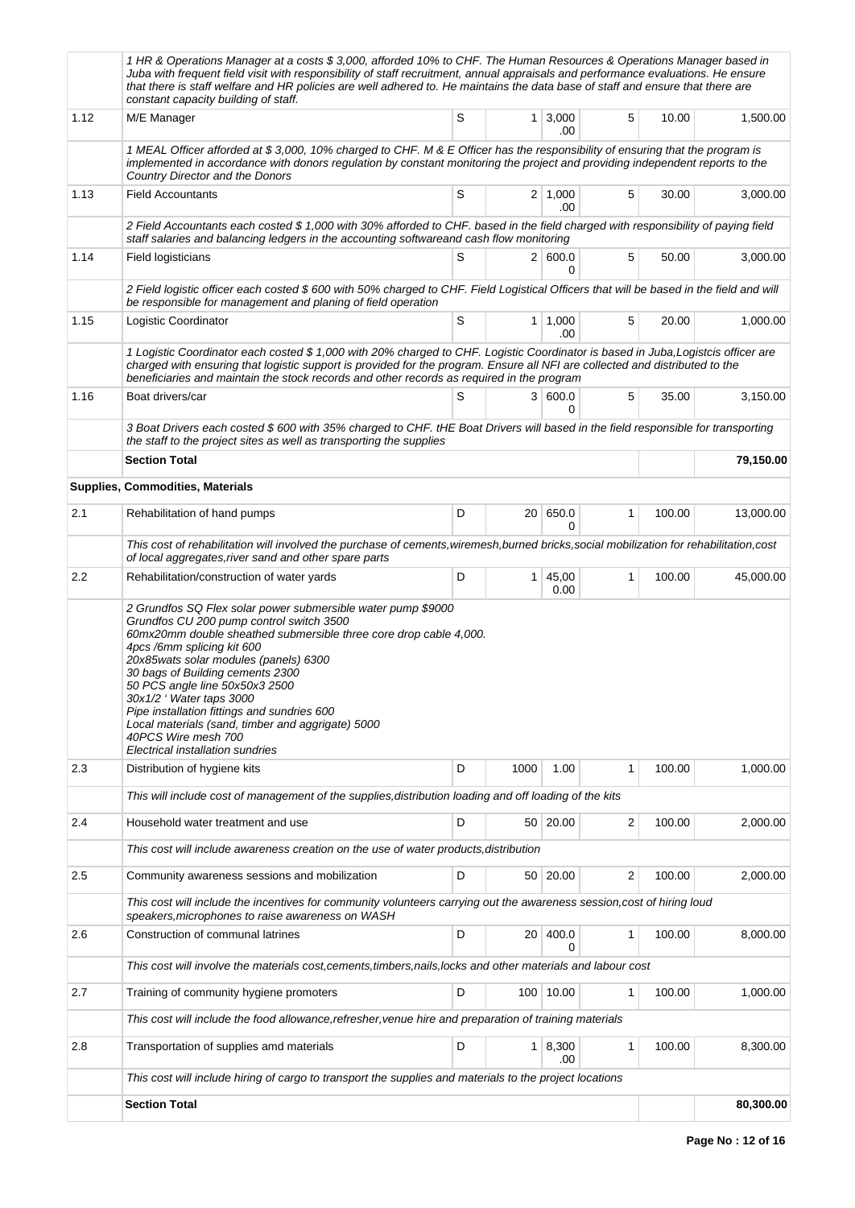| | | | | | | | |
|---|---|---|---|---|---|---|---|
| | *1 HR & Operations Manager at a costs $ 3,000, afforded 10% to CHF. The Human Resources & Operations Manager based in Juba with frequent field visit with responsibility of staff recruitment, annual appraisals and performance evaluations. He ensure that there is staff welfare and HR policies are well adhered to. He maintains the data base of staff and ensure that there are constant capacity building of staff.* | | | | | | |
| 1.12 | M/E Manager | S | 1 | 3,000.00 | 5 | 10.00 | 1,500.00 |
| | *1 MEAL Officer afforded at $ 3,000, 10% charged to CHF. M & E Officer has the responsibility of ensuring that the program is implemented in accordance with donors regulation by constant monitoring the project and providing independent reports to the Country Director and the Donors* | | | | | | |
| 1.13 | Field Accountants | S | 2 | 1,000.00 | 5 | 30.00 | 3,000.00 |
| | *2 Field Accountants each costed $ 1,000 with 30% afforded to CHF. based in the field charged with responsibility of paying field staff salaries and balancing ledgers in the accounting softwareand cash flow monitoring* | | | | | | |
| 1.14 | Field logisticians | S | 2 | 600.00 | 5 | 50.00 | 3,000.00 |
| | *2 Field logistic officer each costed $ 600 with 50% charged to CHF. Field Logistical Officers that will be based in the field and will be responsible for management and planing of field operation* | | | | | | |
| 1.15 | Logistic Coordinator | S | 1 | 1,000.00 | 5 | 20.00 | 1,000.00 |
| | *1 Logistic Coordinator each costed $ 1,000 with 20% charged to CHF. Logistic Coordinator is based in Juba,Logistcis officer are charged with ensuring that logistic support is provided for the program. Ensure all NFI are collected and distributed to the beneficiaries and maintain the stock records and other records as required in the program* | | | | | | |
| 1.16 | Boat drivers/car | S | 3 | 600.00 | 5 | 35.00 | 3,150.00 |
| | *3 Boat Drivers each costed $ 600 with 35% charged to CHF. tHE Boat Drivers will based in the field responsible for transporting the staff to the project sites as well as transporting the supplies* | | | | | | |
| | **Section Total** | | | | | | **79,150.00** |
| | **Supplies, Commodities, Materials** | | | | | | |
| 2.1 | Rehabilitation of hand pumps | D | 20 | 650.00 | 1 | 100.00 | 13,000.00 |
| | *This cost of rehabilitation will involved the purchase of cements,wiremesh,burned bricks,social mobilization for rehabilitation,cost of local aggregates,river sand and other spare parts* | | | | | | |
| 2.2 | Rehabilitation/construction of water yards | D | 1 | 45,000.00 | 1 | 100.00 | 45,000.00 |
| | *2 Grundfos SQ Flex solar power submersible water pump $9000<br>Grundfos CU 200 pump control switch 3500<br>60mx20mm double sheathed submersible three core drop cable 4,000.<br>4pcs /6mm splicing kit 600<br>20x85wats solar modules (panels) 6300<br>30 bags of Building cements 2300<br>50 PCS angle line 50x50x3 2500<br>30x1/2 ' Water taps 3000<br>Pipe installation fittings and sundries 600<br>Local materials (sand, timber and aggrigate) 5000<br>40PCS Wire mesh 700<br>Electrical installation sundries* | | | | | | |
| 2.3 | Distribution of hygiene kits | D | 1000 | 1.00 | 1 | 100.00 | 1,000.00 |
| | *This will include cost of management of the supplies,distribution loading and off loading of the kits* | | | | | | |
| 2.4 | Household water treatment and use | D | 50 | 20.00 | 2 | 100.00 | 2,000.00 |
| | *This cost will include awareness creation on the use of water products,distribution* | | | | | | |
| 2.5 | Community awareness sessions and mobilization | D | 50 | 20.00 | 2 | 100.00 | 2,000.00 |
| | *This cost will include the incentives for community volunteers carrying out the awareness session,cost of hiring loud speakers,microphones to raise awareness on WASH* | | | | | | |
| 2.6 | Construction of communal latrines | D | 20 | 400.00 | 1 | 100.00 | 8,000.00 |
| | *This cost will involve the materials cost,cements,timbers,nails,locks and other materials and labour cost* | | | | | | |
| 2.7 | Training of community hygiene promoters | D | 100 | 10.00 | 1 | 100.00 | 1,000.00 |
| | *This cost will include the food allowance,refresher,venue hire and preparation of training materials* | | | | | | |
| 2.8 | Transportation of supplies amd materials | D | 1 | 8,300.00 | 1 | 100.00 | 8,300.00 |
| | *This cost will include hiring of cargo to transport the supplies and materials to the project locations* | | | | | | |
| | **Section Total** | | | | | | **80,300.00** |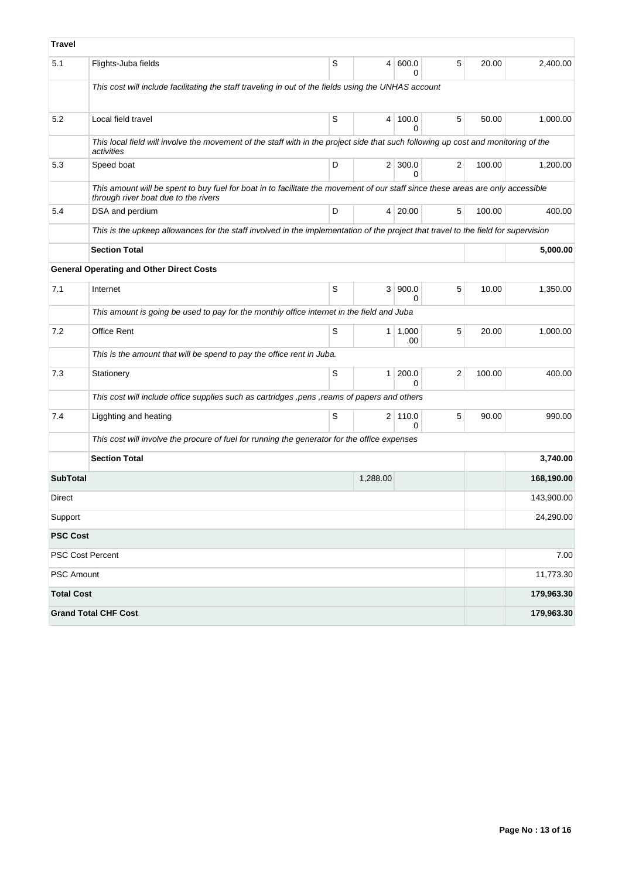| **Travel** | | | | | | | |
|---|---|---|---|---|---|---|---|
| 5.1 | Flights-Juba fields | S | 4 | 600.00 | 5 | 20.00 | 2,400.00 |
| | *This cost will include facilitating the staff traveling in out of the fields using the UNHAS account* | | | | | | |
| 5.2 | Local field travel | S | 4 | 100.00 | 5 | 50.00 | 1,000.00 |
| | *This local field will involve the movement of the staff with in the project side that such following up cost and monitoring of the activities* | | | | | | |
| 5.3 | Speed boat | D | 2 | 300.00 | 2 | 100.00 | 1,200.00 |
| | *This amount will be spent to buy fuel for boat in to facilitate the movement of our staff since these areas are only accessible through river boat due to the rivers* | | | | | | |
| 5.4 | DSA and perdium | D | 4 | 20.00 | 5 | 100.00 | 400.00 |
| | *This is the upkeep allowances for the staff involved in the implementation of the project that travel to the field for supervision* | | | | | | |
| | **Section Total** | | | | | | **5,000.00** |
| | **General Operating and Other Direct Costs** | | | | | | |
| 7.1 | Internet | S | 3 | 900.00 | 5 | 10.00 | 1,350.00 |
| | *This amount is going be used to pay for the monthly office internet in the field and Juba* | | | | | | |
| 7.2 | Office Rent | S | 1 | 1,000.00 | 5 | 20.00 | 1,000.00 |
| | *This is the amount that will be spend to pay the office rent in Juba.* | | | | | | |
| 7.3 | Stationery | S | 1 | 200.00 | 2 | 100.00 | 400.00 |
| | *This cost will include office supplies such as cartridges ,pens ,reams of papers and others* | | | | | | |
| 7.4 | Ligghting and heating | S | 2 | 110.00 | 5 | 90.00 | 990.00 |
| | *This cost will involve the procure of fuel for running the generator for the office expenses* | | | | | | |
| | **Section Total** | | | | | | **3,740.00** |
| **SubTotal** | | | 1,288.00 | | | | **168,190.00** |
| Direct | | | | | | | 143,900.00 |
| Support | | | | | | | 24,290.00 |
| **PSC Cost** | | | | | | | |
| PSC Cost Percent | | | | | | | 7.00 |
| PSC Amount | | | | | | | 11,773.30 |
| **Total Cost** | | | | | | | **179,963.30** |
| **Grand Total CHF Cost** | | | | | | | **179,963.30** |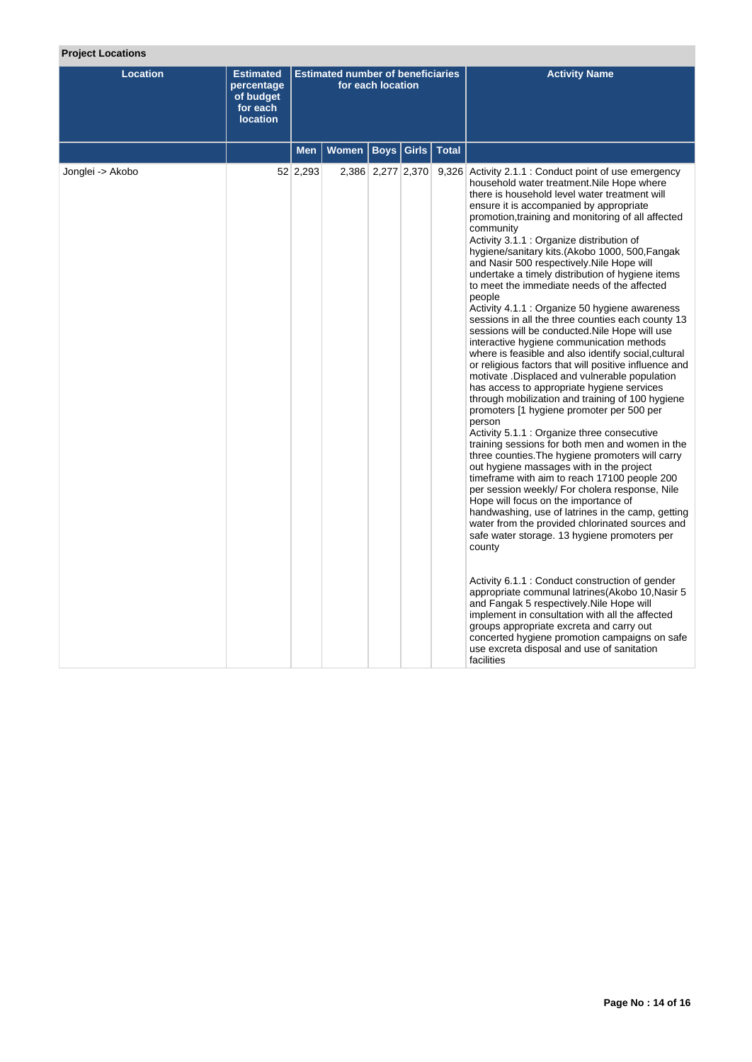**Project Locations**

| Location | Estimated percentage of budget for each location | Estimated number of beneficiaries for each location | | | | | Activity Name |
|---|---|---|---|---|---|---|---|
| | | Men | Women | Boys | Girls | Total | |
| Jonglei -> Akobo | 52 | 2,293 | 2,386 | 2,277 | 2,370 | 9,326 | Activity 2.1.1 : Conduct point of use emergency household water treatment.Nile Hope where there is household level water treatment will ensure it is accompanied by appropriate promotion,training and monitoring of all affected community<br>Activity 3.1.1 : Organize distribution of hygiene/sanitary kits.(Akobo 1000, 500,Fangak and Nasir 500 respectively.Nile Hope will undertake a timely distribution of hygiene items to meet the immediate needs of the affected people<br>Activity 4.1.1 : Organize 50 hygiene awareness sessions in all the three counties each county 13 sessions will be conducted.Nile Hope will use interactive hygiene communication methods where is feasible and also identify social,cultural or religious factors that will positive influence and motivate .Displaced and vulnerable population has access to appropriate hygiene services through mobilization and training of 100 hygiene promoters [1 hygiene promoter per 500 per person<br>Activity 5.1.1 : Organize three consecutive training sessions for both men and women in the three counties.The hygiene promoters will carry out hygiene massages with in the project timeframe with aim to reach 17100 people 200 per session weekly/ For cholera response, Nile Hope will focus on the importance of handwashing, use of latrines in the camp, getting water from the provided chlorinated sources and safe water storage. 13 hygiene promoters per county<br><br>Activity 6.1.1 : Conduct construction of gender appropriate communal latrines(Akobo 10,Nasir 5 and Fangak 5 respectively.Nile Hope will implement in consultation with all the affected groups appropriate excreta and carry out concerted hygiene promotion campaigns on safe use excreta disposal and use of sanitation facilities |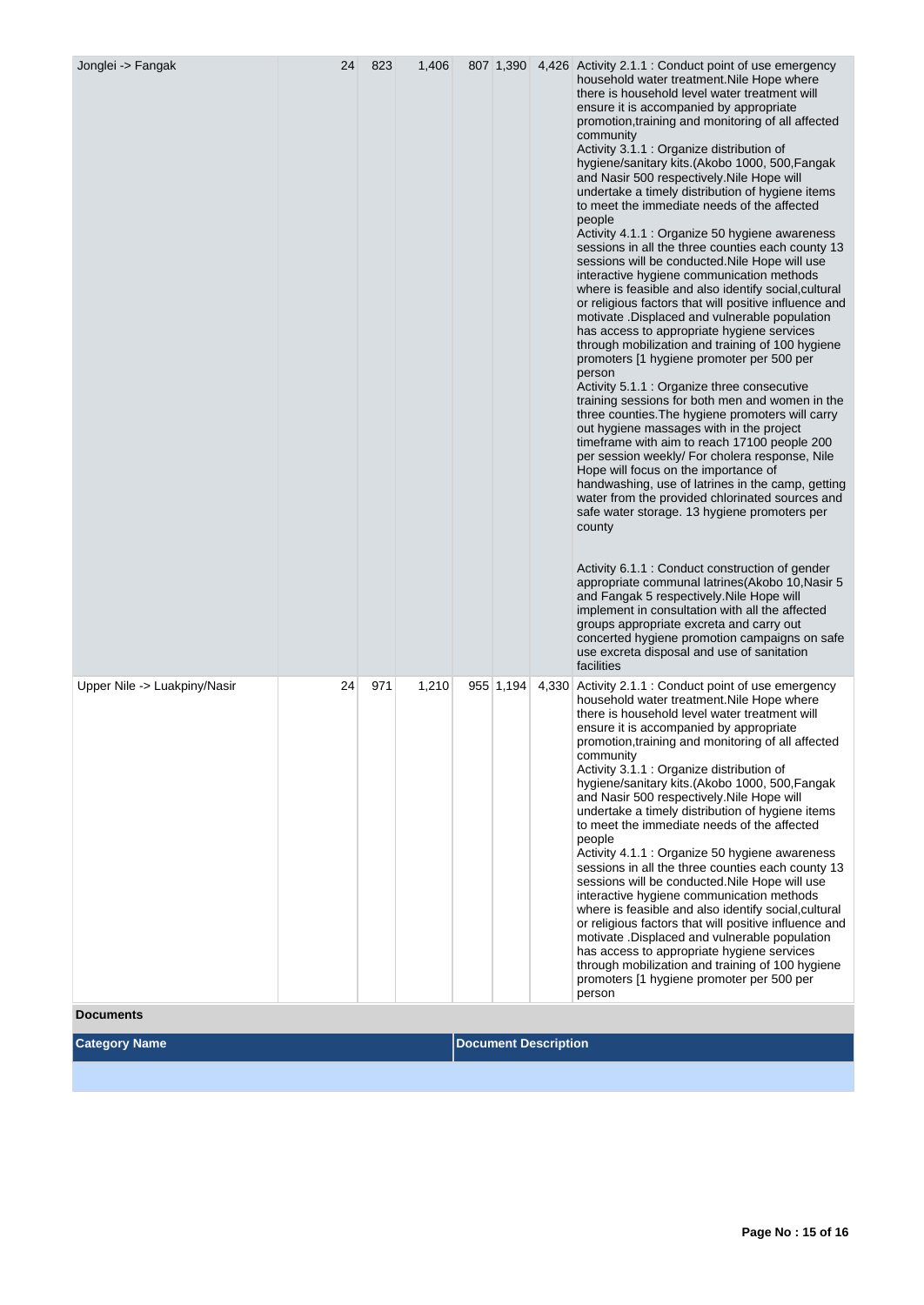| | | | | | | | |
|---|---|---|---|---|---|---|---|
| Jonglei -> Fangak | 24 | 823 | 1,406 | 807 | 1,390 | 4,426 | Activity 2.1.1 : Conduct point of use emergency household water treatment.Nile Hope where there is household level water treatment will ensure it is accompanied by appropriate promotion,training and monitoring of all affected community<br>Activity 3.1.1 : Organize distribution of hygiene/sanitary kits.(Akobo 1000, 500,Fangak and Nasir 500 respectively.Nile Hope will undertake a timely distribution of hygiene items to meet the immediate needs of the affected people<br>Activity 4.1.1 : Organize 50 hygiene awareness sessions in all the three counties each county 13 sessions will be conducted.Nile Hope will use interactive hygiene communication methods where is feasible and also identify social,cultural or religious factors that will positive influence and motivate .Displaced and vulnerable population has access to appropriate hygiene services through mobilization and training of 100 hygiene promoters [1 hygiene promoter per 500 per person<br>Activity 5.1.1 : Organize three consecutive training sessions for both men and women in the three counties.The hygiene promoters will carry out hygiene massages with in the project timeframe with aim to reach 17100 people 200 per session weekly/ For cholera response, Nile Hope will focus on the importance of handwashing, use of latrines in the camp, getting water from the provided chlorinated sources and safe water storage. 13 hygiene promoters per county<br><br>Activity 6.1.1 : Conduct construction of gender appropriate communal latrines(Akobo 10,Nasir 5 and Fangak 5 respectively.Nile Hope will implement in consultation with all the affected groups appropriate excreta and carry out concerted hygiene promotion campaigns on safe use excreta disposal and use of sanitation facilities |
| Upper Nile -> Luakpiny/Nasir | 24 | 971 | 1,210 | 955 | 1,194 | 4,330 | Activity 2.1.1 : Conduct point of use emergency household water treatment.Nile Hope where there is household level water treatment will ensure it is accompanied by appropriate promotion,training and monitoring of all affected community<br>Activity 3.1.1 : Organize distribution of hygiene/sanitary kits.(Akobo 1000, 500,Fangak and Nasir 500 respectively.Nile Hope will undertake a timely distribution of hygiene items to meet the immediate needs of the affected people<br>Activity 4.1.1 : Organize 50 hygiene awareness sessions in all the three counties each county 13 sessions will be conducted.Nile Hope will use interactive hygiene communication methods where is feasible and also identify social,cultural or religious factors that will positive influence and motivate .Displaced and vulnerable population has access to appropriate hygiene services through mobilization and training of 100 hygiene promoters [1 hygiene promoter per 500 per person |

**Documents**

| Category Name | Document Description |
|---|---|
| | |